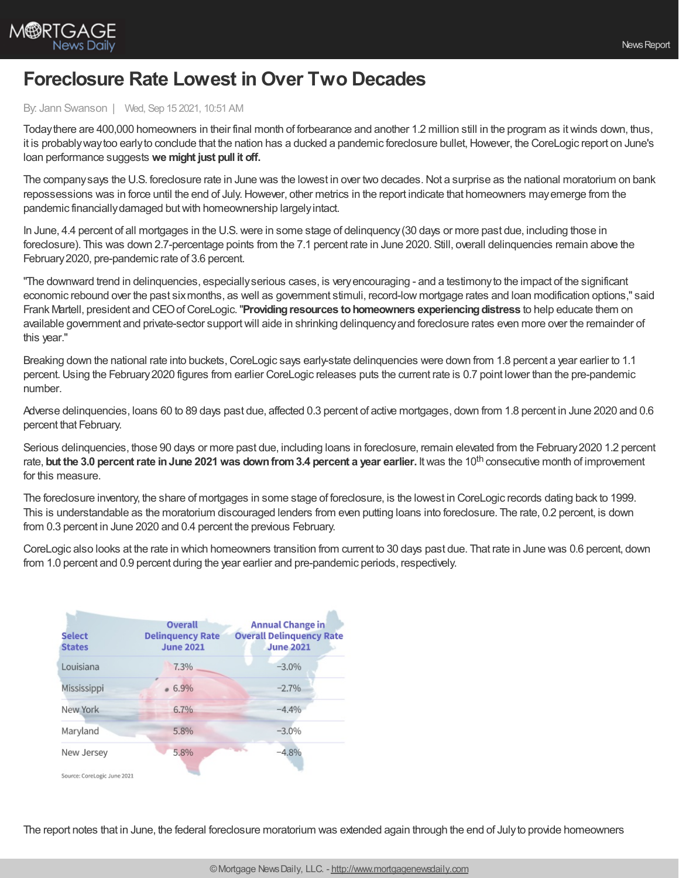# Foreclosure Rate Lowest in Over Two Decades

By: Jann Swanson | Wed, Sep 15 2021, 10:51 AM

Today there are 400,000 homeowners in their final month of forbearance and another 1.2 million still in the program as it winds down, thus, it is probably way too early to conclude that the nation has a ducked a pandemic foreclosure bullet, However, the CoreLogic report on June's loan performance suggests **we might just pull it off.**

The company says the U.S. foreclosure rate in June was the lowest in over two decades. Not a surprise as the national moratorium on bank repossessions was in force until the end of July. However, other metrics in the report indicate that homeowners may emerge from the pandemic financially damaged but with homeownership largely intact.

In June, 4.4 percent of all mortgages in the U.S. were in some stage of delinquency (30 days or more past due, including those in foreclosure). This was down 2.7-percentage points from the 7.1 percent rate in June 2020. Still, overall delinquencies remain above the February 2020, pre-pandemic rate of 3.6 percent.

"The downward trend in delinquencies, especially serious cases, is very encouraging - and a testimony to the impact of the significant economic rebound over the past six months, as well as government stimuli, record-low mortgage rates and loan modification options," said Frank Martell, president and CEO of CoreLogic. "**Providing resources to homeowners experiencing distress** to help educate them on available government and private-sector support will aide in shrinking delinquency and foreclosure rates even more over the remainder of this year."

Breaking down the national rate into buckets, CoreLogic says early-state delinquencies were down from 1.8 percent a year earlier to 1.1 percent. Using the February 2020 figures from earlier CoreLogic releases puts the current rate is 0.7 point lower than the pre-pandemic number.

Adverse delinquencies, loans 60 to 89 days past due, affected 0.3 percent of active mortgages, down from 1.8 percent in June 2020 and 0.6 percent that February.

Serious delinquencies, those 90 days or more past due, including loans in foreclosure, remain elevated from the February 2020 1.2 percent rate, **but the 3.0 percent rate in June 2021 was down from 3.4 percent a year earlier.** It was the 10th consecutive month of improvement for this measure.

The foreclosure inventory, the share of mortgages in some stage of foreclosure, is the lowest in CoreLogic records dating back to 1999. This is understandable as the moratorium discouraged lenders from even putting loans into foreclosure. The rate, 0.2 percent, is down from 0.3 percent in June 2020 and 0.4 percent the previous February.

CoreLogic also looks at the rate in which homeowners transition from current to 30 days past due. That rate in June was 0.6 percent, down from 1.0 percent and 0.9 percent during the year earlier and pre-pandemic periods, respectively.

| Select States | Overall Delinquency Rate June 2021 | Annual Change in Overall Delinquency Rate June 2021 |
|---|---|---|
| Louisiana | 7.3% | −3.0% |
| Mississippi | 6.9% | −2.7% |
| New York | 6.7% | −4.4% |
| Maryland | 5.8% | −3.0% |
| New Jersey | 5.8% | −4.8% |

Source: CoreLogic June 2021

The report notes that in June, the federal foreclosure moratorium was extended again through the end of July to provide homeowners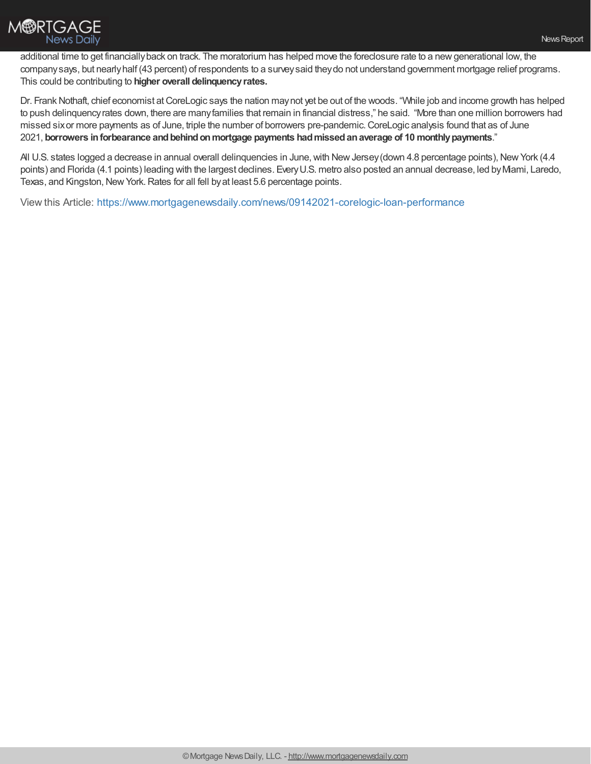additional time to get financially back on track. The moratorium has helped move the foreclosure rate to a new generational low, the company says, but nearly half (43 percent) of respondents to a survey said they do not understand government mortgage relief programs. This could be contributing to **higher overall delinquency rates.**

Dr. Frank Nothaft, chief economist at CoreLogic says the nation may not yet be out of the woods. "While job and income growth has helped to push delinquency rates down, there are many families that remain in financial distress," he said. "More than one million borrowers had missed six or more payments as of June, triple the number of borrowers pre-pandemic. CoreLogic analysis found that as of June 2021, **borrowers in forbearance and behind on mortgage payments had missed an average of 10 monthly payments**."

All U.S. states logged a decrease in annual overall delinquencies in June, with New Jersey (down 4.8 percentage points), New York (4.4 points) and Florida (4.1 points) leading with the largest declines. Every U.S. metro also posted an annual decrease, led by Miami, Laredo, Texas, and Kingston, New York. Rates for all fell by at least 5.6 percentage points.

View this Article: https://www.mortgagenewsdaily.com/news/09142021-corelogic-loan-performance